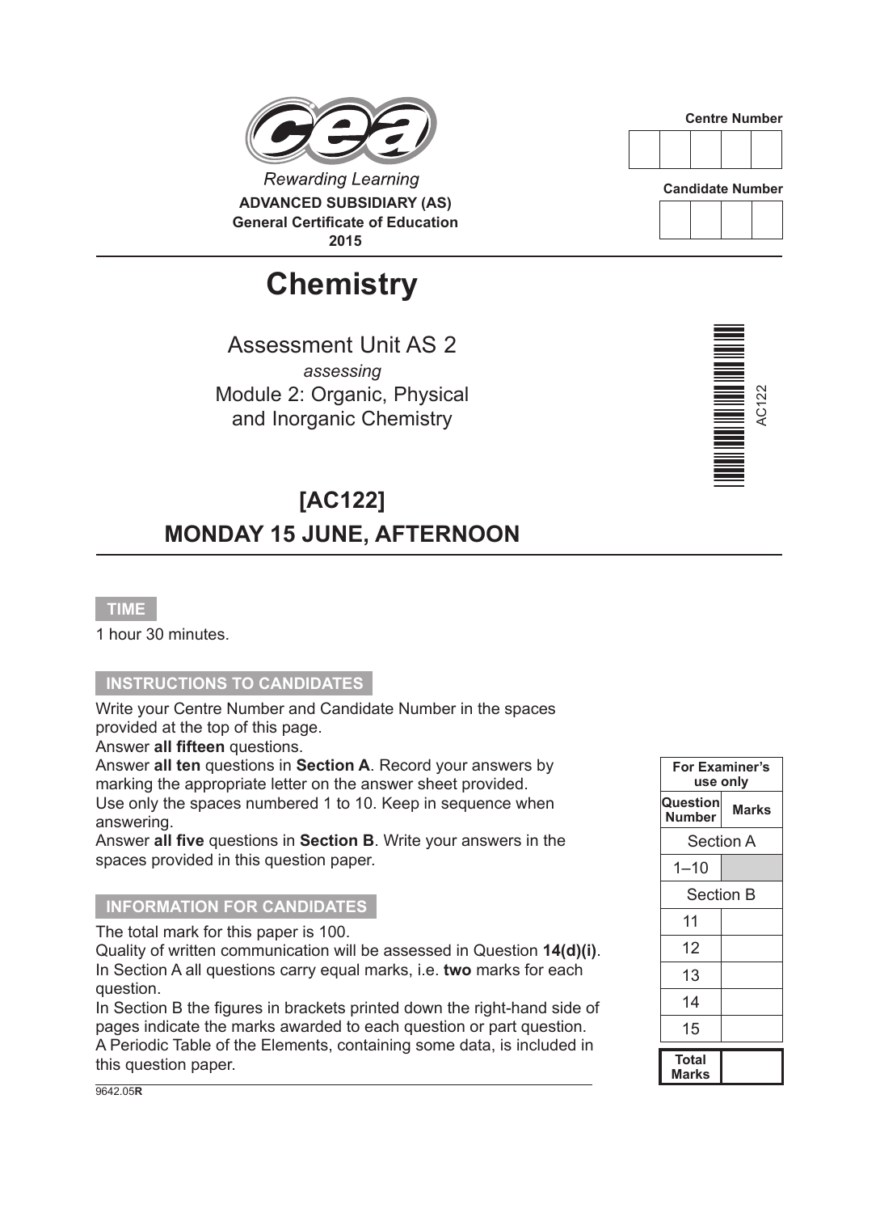Rewarding Learning

**ADVANCED SUBSIDIARY (AS)**
**General Certificate of Education**
**2015**

| Centre Number | | | | |
|---|---|---|---|---|
| | | | | |

| Candidate Number | | | |
|---|---|---|---|
| | | | |

# Chemistry

Assessment Unit AS 2

*assessing*

Module 2: Organic, Physical and Inorganic Chemistry

AC122

## [AC122]

## MONDAY 15 JUNE, AFTERNOON

**TIME**

1 hour 30 minutes.

**INSTRUCTIONS TO CANDIDATES**

Write your Centre Number and Candidate Number in the spaces provided at the top of this page.
Answer **all fifteen** questions.
Answer **all ten** questions in **Section A**. Record your answers by marking the appropriate letter on the answer sheet provided.
Use only the spaces numbered 1 to 10. Keep in sequence when answering.
Answer **all five** questions in **Section B**. Write your answers in the spaces provided in this question paper.

**INFORMATION FOR CANDIDATES**

The total mark for this paper is 100.
Quality of written communication will be assessed in Question **14(d)(i)**.
In Section A all questions carry equal marks, i.e. **two** marks for each question.
In Section B the figures in brackets printed down the right-hand side of pages indicate the marks awarded to each question or part question.
A Periodic Table of the Elements, containing some data, is included in this question paper.

| For Examiner's use only | |
|---|---|
| **Question Number** | **Marks** |
| Section A | |
| 1–10 | |
| Section B | |
| 11 | |
| 12 | |
| 13 | |
| 14 | |
| 15 | |
| **Total Marks** | |

9642.05**R**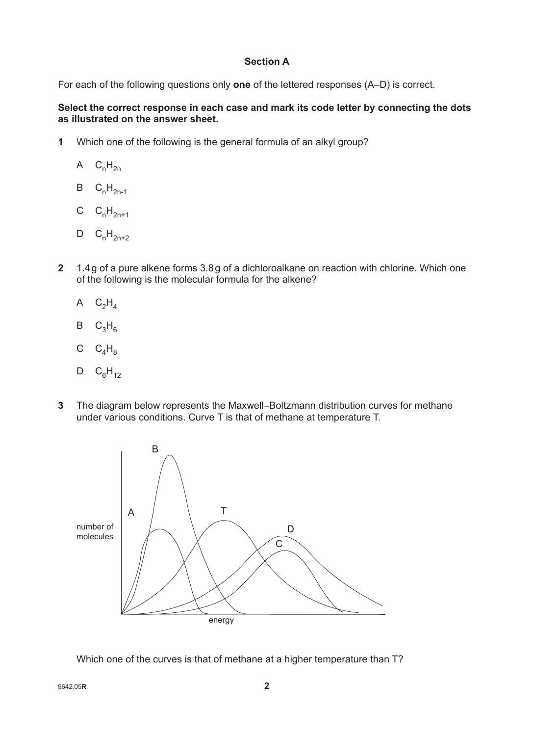### Section A

For each of the following questions only **one** of the lettered responses (A–D) is correct.

**Select the correct response in each case and mark its code letter by connecting the dots as illustrated on the answer sheet.**

**1** Which one of the following is the general formula of an alkyl group?

A $C_nH_{2n}$

B $C_nH_{2n-1}$

C $C_nH_{2n+1}$

D $C_nH_{2n+2}$

**2** 1.4 g of a pure alkene forms 3.8 g of a dichloroalkane on reaction with chlorine. Which one of the following is the molecular formula for the alkene?

A $C_2H_4$

B $C_3H_6$

C $C_4H_8$

D $C_6H_{12}$

**3** The diagram below represents the Maxwell–Boltzmann distribution curves for methane under various conditions. Curve T is that of methane at temperature T.

Which one of the curves is that of methane at a higher temperature than T?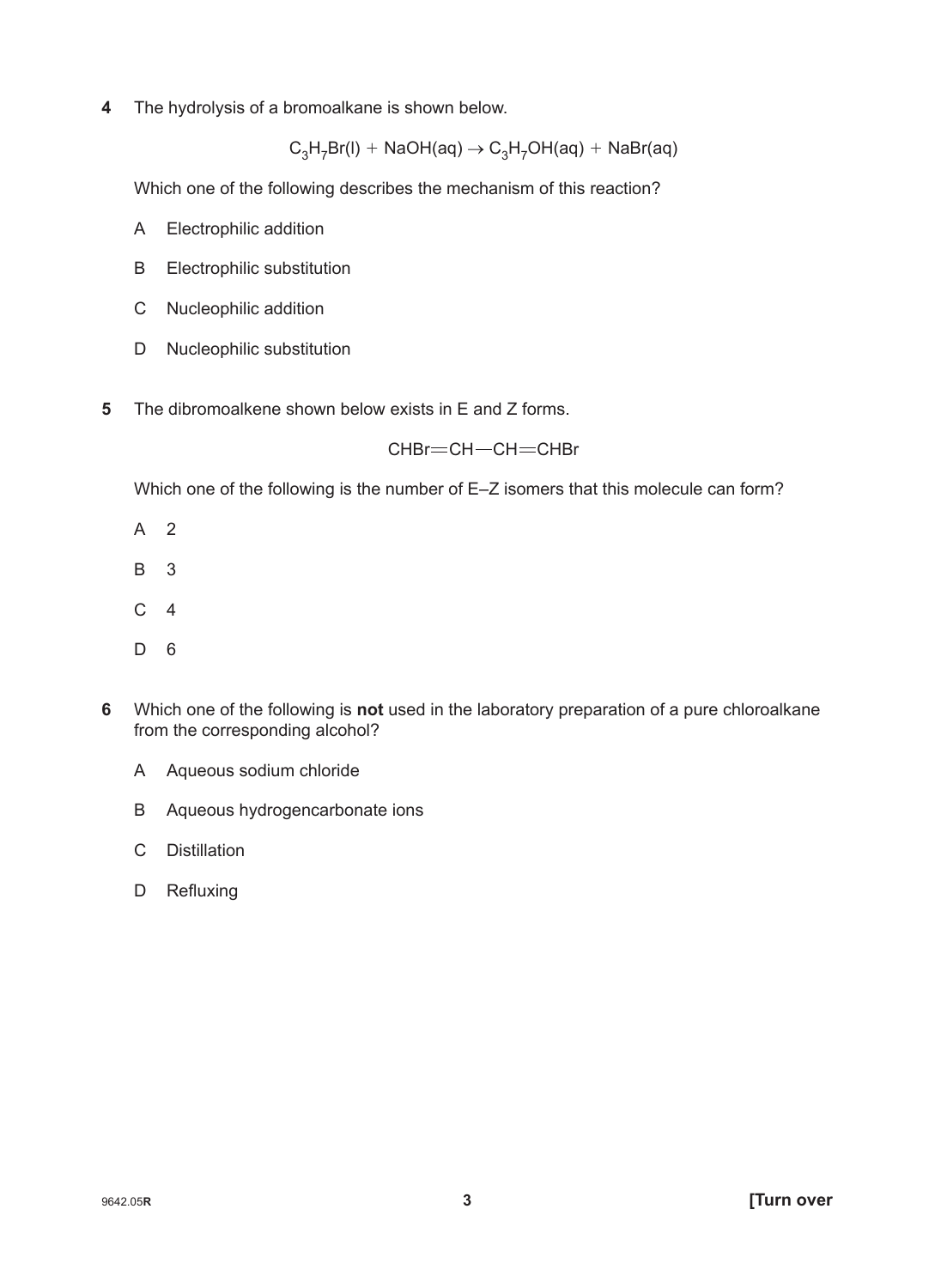**4** The hydrolysis of a bromoalkane is shown below.

$$C_3H_7Br(l) + NaOH(aq) \rightarrow C_3H_7OH(aq) + NaBr(aq)$$

Which one of the following describes the mechanism of this reaction?

A Electrophilic addition

B Electrophilic substitution

C Nucleophilic addition

D Nucleophilic substitution

**5** The dibromoalkene shown below exists in E and Z forms.

$$CHBr{=}CH{-}CH{=}CHBr$$

Which one of the following is the number of E–Z isomers that this molecule can form?

A 2

B 3

C 4

D 6

**6** Which one of the following is **not** used in the laboratory preparation of a pure chloroalkane from the corresponding alcohol?

A Aqueous sodium chloride

B Aqueous hydrogencarbonate ions

C Distillation

D Refluxing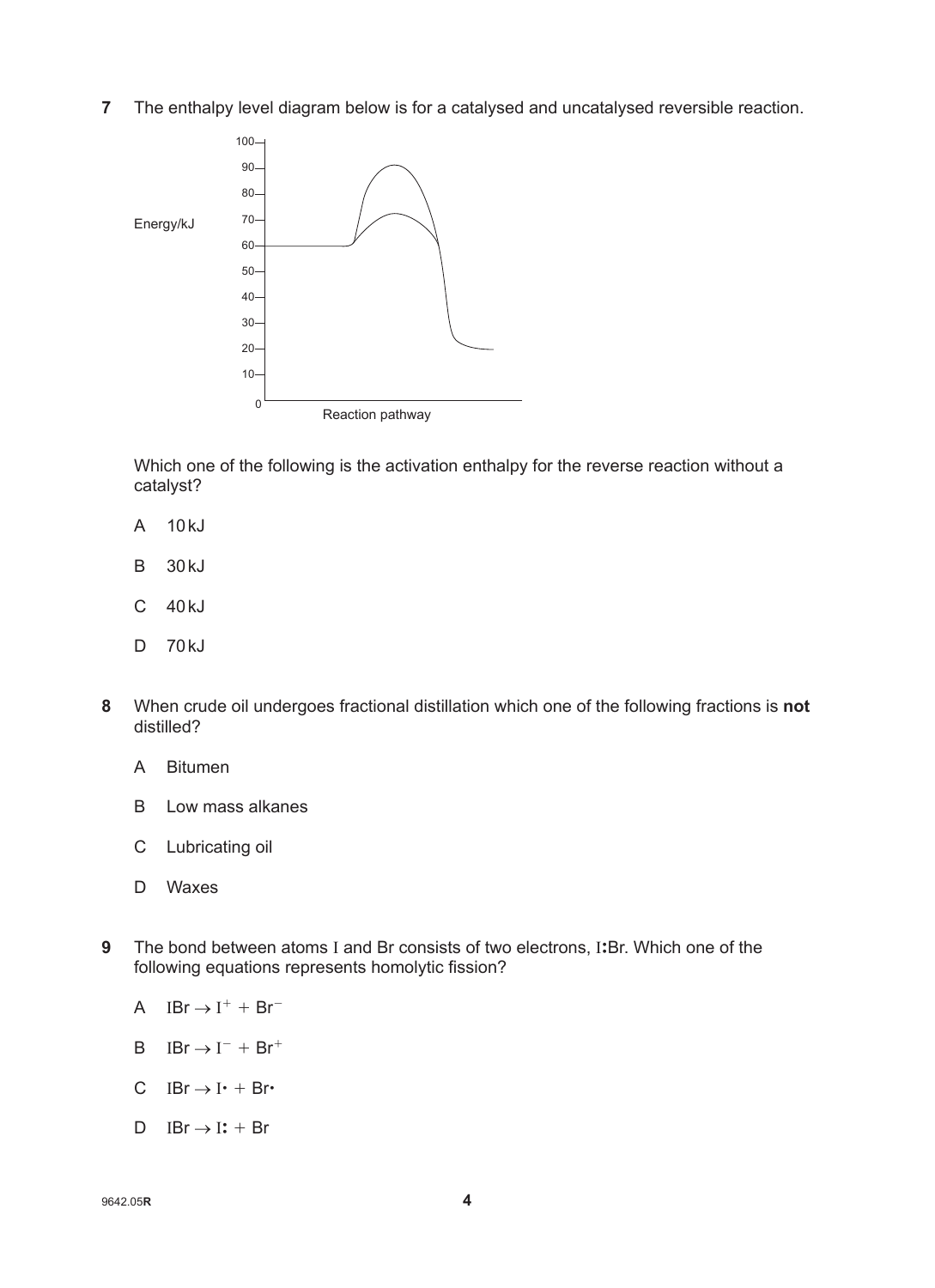**7** The enthalpy level diagram below is for a catalysed and uncatalysed reversible reaction.

Which one of the following is the activation enthalpy for the reverse reaction without a catalyst?

A 10 kJ

B 30 kJ

C 40 kJ

D 70 kJ

**8** When crude oil undergoes fractional distillation which one of the following fractions is **not** distilled?

A Bitumen

B Low mass alkanes

C Lubricating oil

D Waxes

**9** The bond between atoms I and Br consists of two electrons, I**:**Br. Which one of the following equations represents homolytic fission?

A $IBr \rightarrow I^{+} + Br^{-}$

B $IBr \rightarrow I^{-} + Br^{+}$

C $IBr \rightarrow I\cdot + Br\cdot$

D $IBr \rightarrow I\mathbf{:} + Br$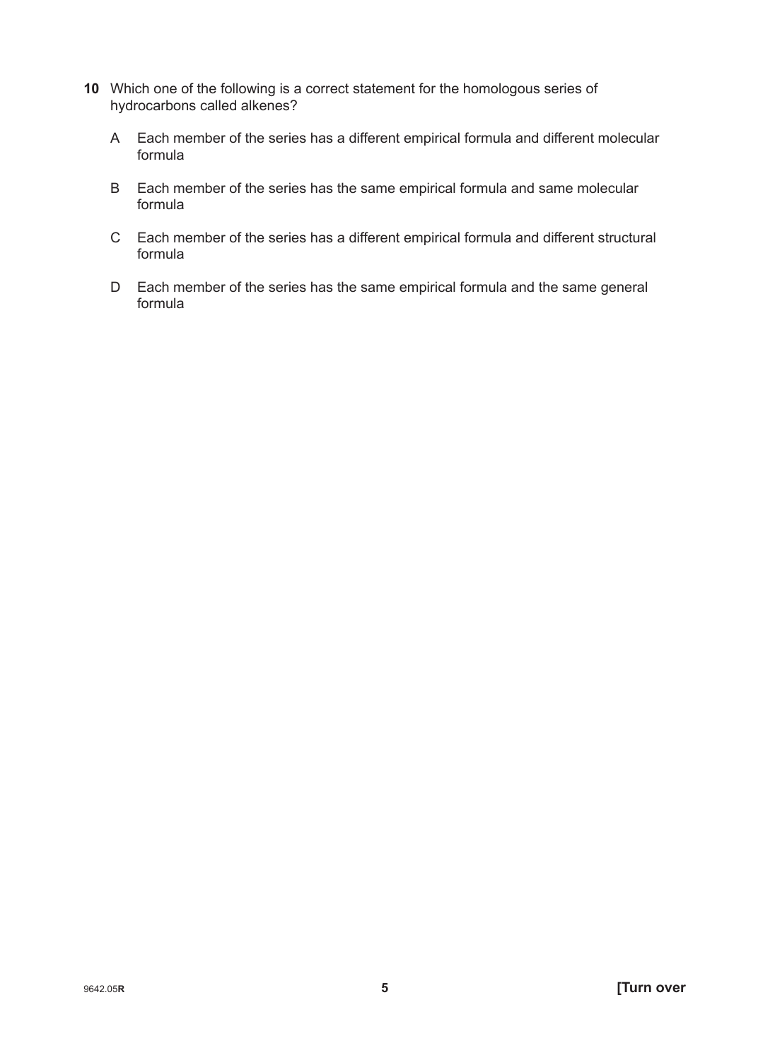10 Which one of the following is a correct statement for the homologous series of hydrocarbons called alkenes?

A Each member of the series has a different empirical formula and different molecular formula

B Each member of the series has the same empirical formula and same molecular formula

C Each member of the series has a different empirical formula and different structural formula

D Each member of the series has the same empirical formula and the same general formula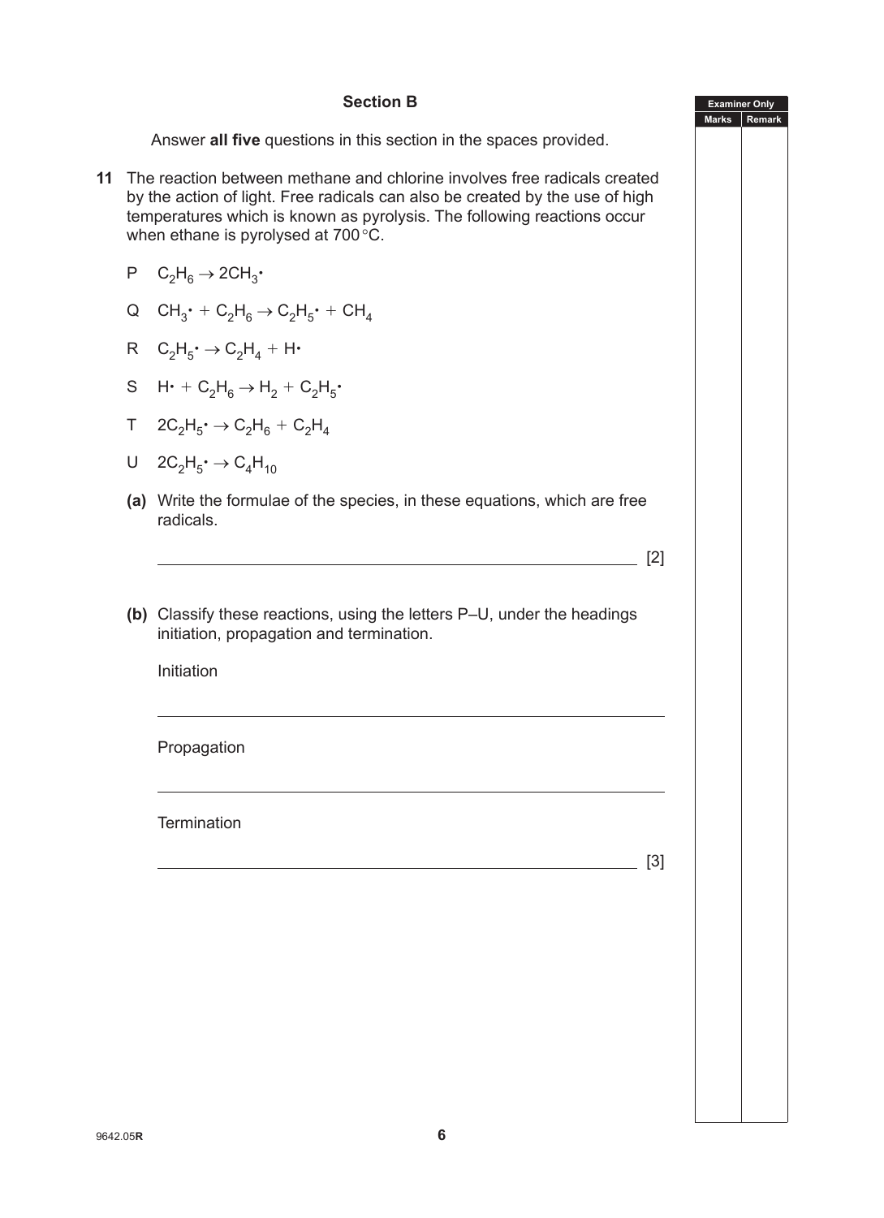## Section B

Answer **all five** questions in this section in the spaces provided.

**11** The reaction between methane and chlorine involves free radicals created by the action of light. Free radicals can also be created by the use of high temperatures which is known as pyrolysis. The following reactions occur when ethane is pyrolysed at 700 °C.

P $C_2H_6 \rightarrow 2CH_3\cdot$

Q $CH_3\cdot + C_2H_6 \rightarrow C_2H_5\cdot + CH_4$

R $C_2H_5\cdot \rightarrow C_2H_4 + H\cdot$

S $H\cdot + C_2H_6 \rightarrow H_2 + C_2H_5\cdot$

T $2C_2H_5\cdot \rightarrow C_2H_6 + C_2H_4$

U $2C_2H_5\cdot \rightarrow C_4H_{10}$

**(a)** Write the formulae of the species, in these equations, which are free radicals.

_______________________________________________ [2]

**(b)** Classify these reactions, using the letters P–U, under the headings initiation, propagation and termination.

Initiation

_______________________________________________

Propagation

_______________________________________________

Termination

_______________________________________________ [3]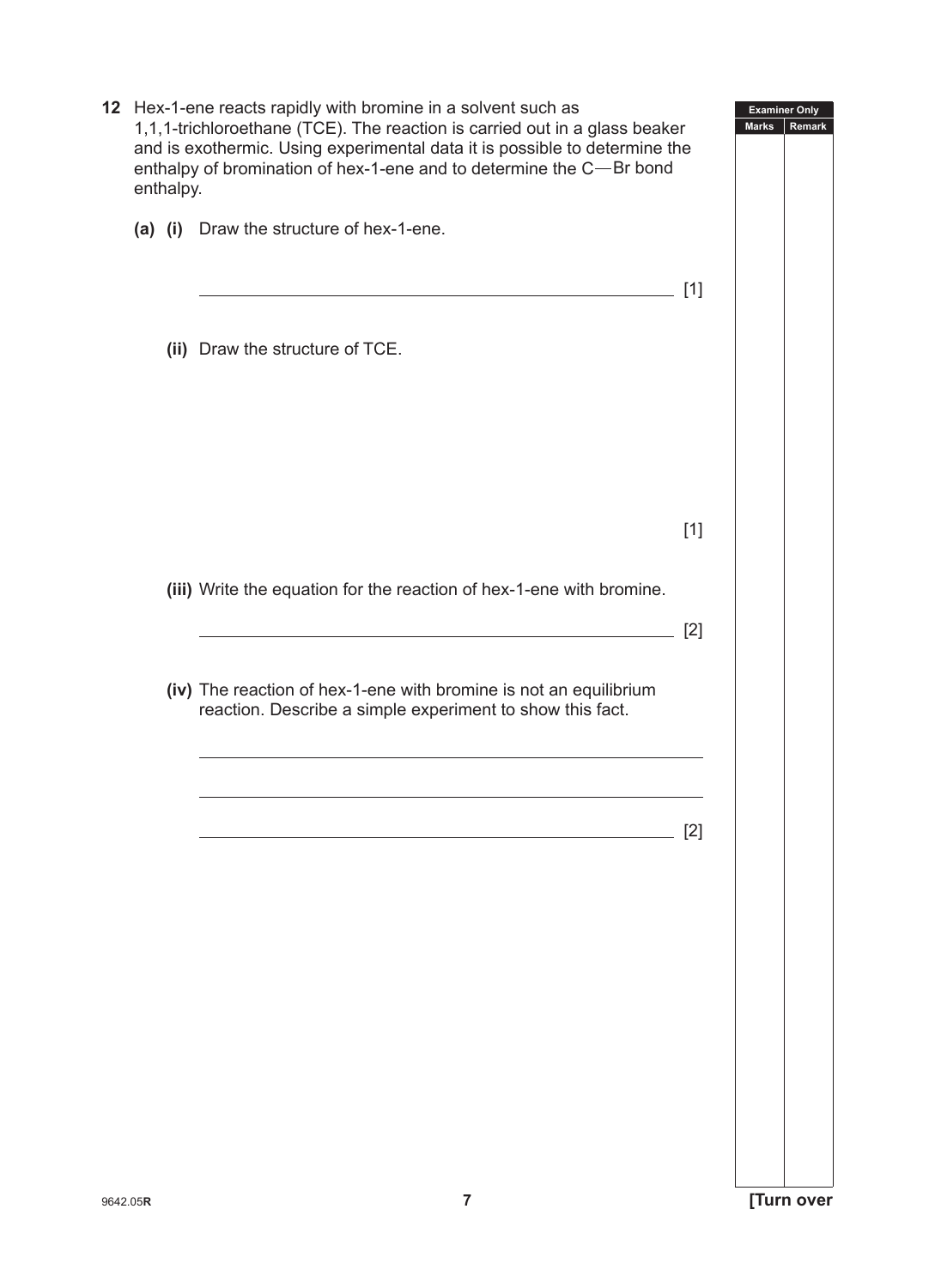**12** Hex-1-ene reacts rapidly with bromine in a solvent such as 1,1,1-trichloroethane (TCE). The reaction is carried out in a glass beaker and is exothermic. Using experimental data it is possible to determine the enthalpy of bromination of hex-1-ene and to determine the C—Br bond enthalpy.

**(a) (i)** Draw the structure of hex-1-ene.

_______________________________________________ [1]

**(ii)** Draw the structure of TCE.

[1]

**(iii)** Write the equation for the reaction of hex-1-ene with bromine.

_______________________________________________ [2]

**(iv)** The reaction of hex-1-ene with bromine is not an equilibrium reaction. Describe a simple experiment to show this fact.

_______________________________________________

_______________________________________________

_______________________________________________ [2]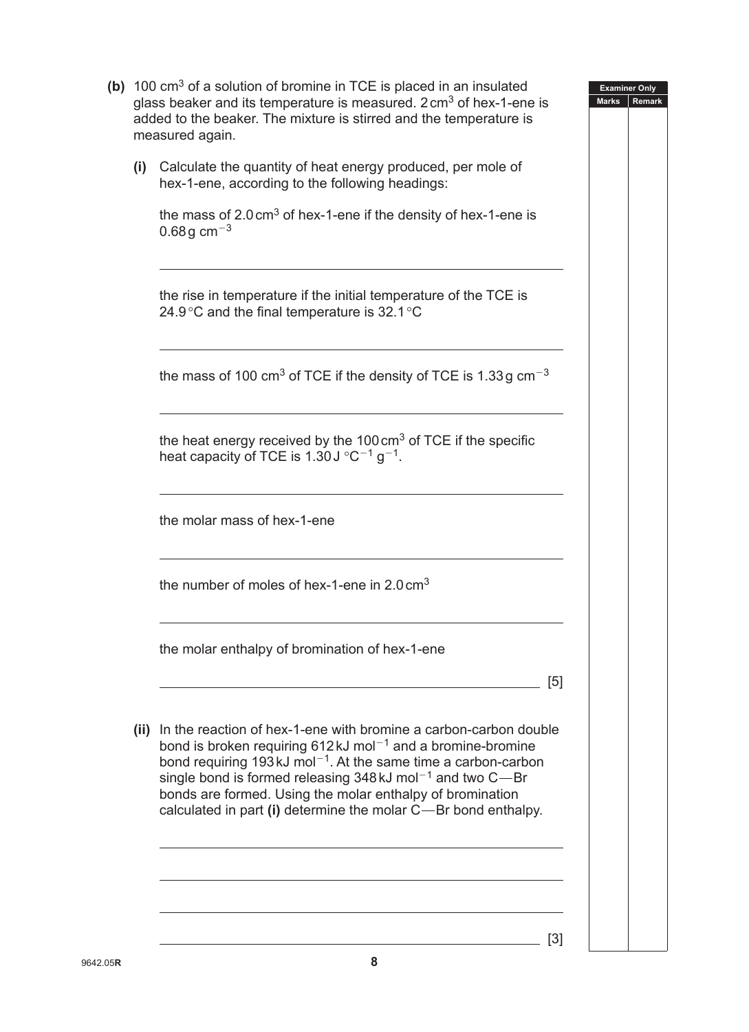**(b)** 100 $cm^3$ of a solution of bromine in TCE is placed in an insulated glass beaker and its temperature is measured. 2 $cm^3$ of hex-1-ene is added to the beaker. The mixture is stirred and the temperature is measured again.

**(i)** Calculate the quantity of heat energy produced, per mole of hex-1-ene, according to the following headings:

the mass of 2.0 $cm^3$ of hex-1-ene if the density of hex-1-ene is 0.68 g $cm^{-3}$

______________________________________________

the rise in temperature if the initial temperature of the TCE is 24.9 °C and the final temperature is 32.1 °C

______________________________________________

the mass of 100 $cm^3$ of TCE if the density of TCE is 1.33 g $cm^{-3}$

______________________________________________

the heat energy received by the 100 $cm^3$ of TCE if the specific heat capacity of TCE is 1.30 J $°C^{-1}$ $g^{-1}$.

______________________________________________

the molar mass of hex-1-ene

______________________________________________

the number of moles of hex-1-ene in 2.0 $cm^3$

______________________________________________

the molar enthalpy of bromination of hex-1-ene

______________________________________________ [5]

**(ii)** In the reaction of hex-1-ene with bromine a carbon-carbon double bond is broken requiring 612 kJ $mol^{-1}$ and a bromine-bromine bond requiring 193 kJ $mol^{-1}$. At the same time a carbon-carbon single bond is formed releasing 348 kJ $mol^{-1}$ and two C—Br bonds are formed. Using the molar enthalpy of bromination calculated in part **(i)** determine the molar C—Br bond enthalpy.

______________________________________________

______________________________________________

______________________________________________

______________________________________________ [3]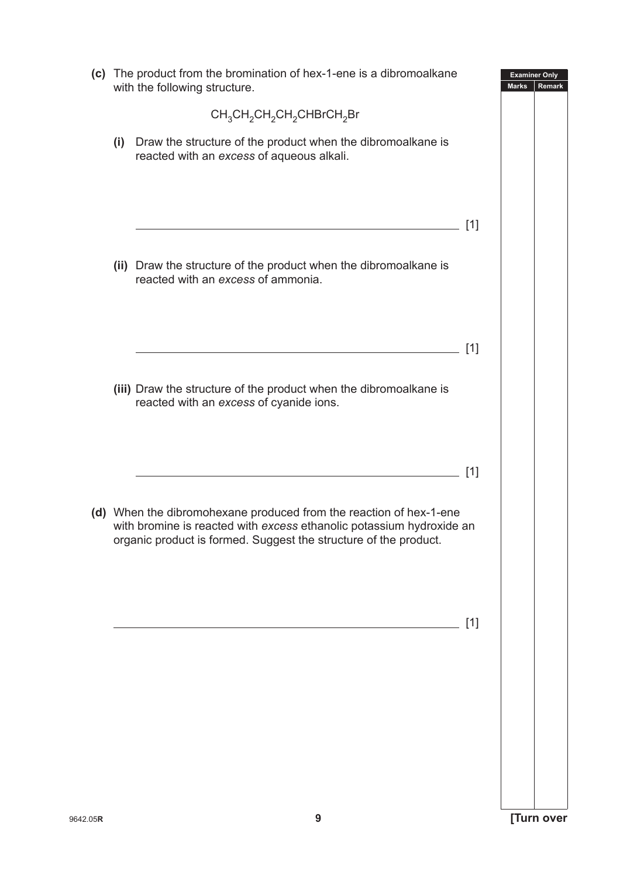**(c)** The product from the bromination of hex-1-ene is a dibromoalkane with the following structure.

$$CH_3CH_2CH_2CH_2CHBrCH_2Br$$

**(i)** Draw the structure of the product when the dibromoalkane is reacted with an *excess* of aqueous alkali.

______________________________________________ [1]

**(ii)** Draw the structure of the product when the dibromoalkane is reacted with an *excess* of ammonia.

______________________________________________ [1]

**(iii)** Draw the structure of the product when the dibromoalkane is reacted with an *excess* of cyanide ions.

______________________________________________ [1]

**(d)** When the dibromohexane produced from the reaction of hex-1-ene with bromine is reacted with *excess* ethanolic potassium hydroxide an organic product is formed. Suggest the structure of the product.

______________________________________________ [1]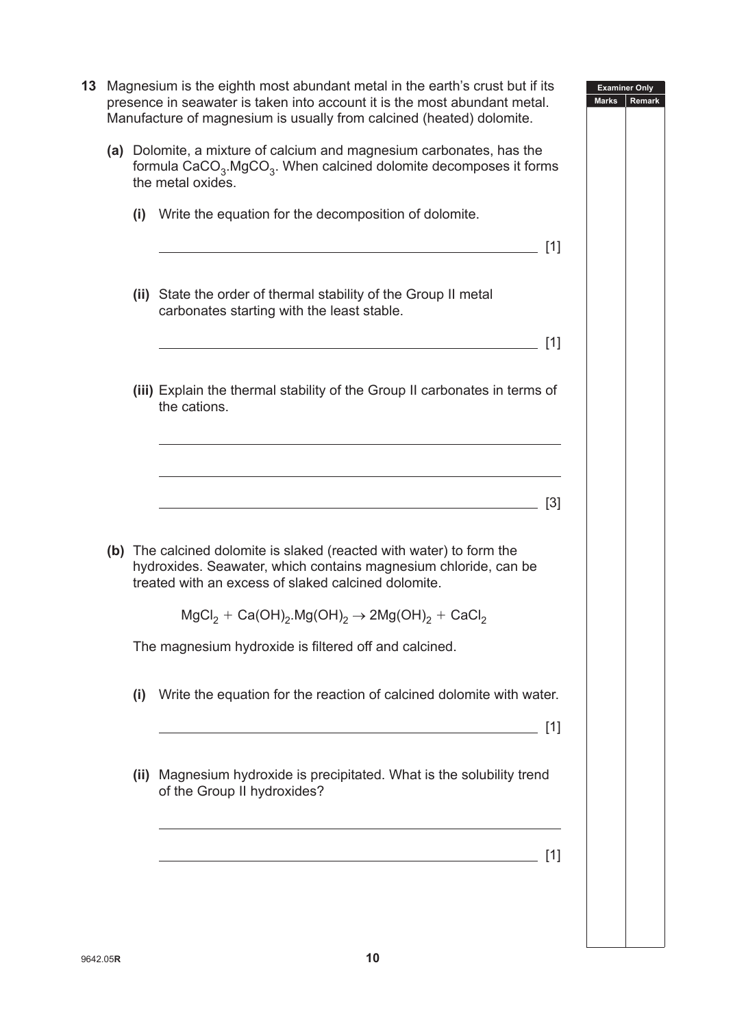**13** Magnesium is the eighth most abundant metal in the earth's crust but if its presence in seawater is taken into account it is the most abundant metal. Manufacture of magnesium is usually from calcined (heated) dolomite.

**(a)** Dolomite, a mixture of calcium and magnesium carbonates, has the formula $CaCO_3.MgCO_3$. When calcined dolomite decomposes it forms the metal oxides.

**(i)** Write the equation for the decomposition of dolomite.

______________________________________________ [1]

**(ii)** State the order of thermal stability of the Group II metal carbonates starting with the least stable.

______________________________________________ [1]

**(iii)** Explain the thermal stability of the Group II carbonates in terms of the cations.

______________________________________________

______________________________________________

______________________________________________ [3]

**(b)** The calcined dolomite is slaked (reacted with water) to form the hydroxides. Seawater, which contains magnesium chloride, can be treated with an excess of slaked calcined dolomite.

$$MgCl_2 + Ca(OH)_2.Mg(OH)_2 \rightarrow 2Mg(OH)_2 + CaCl_2$$

The magnesium hydroxide is filtered off and calcined.

**(i)** Write the equation for the reaction of calcined dolomite with water.

______________________________________________ [1]

**(ii)** Magnesium hydroxide is precipitated. What is the solubility trend of the Group II hydroxides?

______________________________________________

______________________________________________ [1]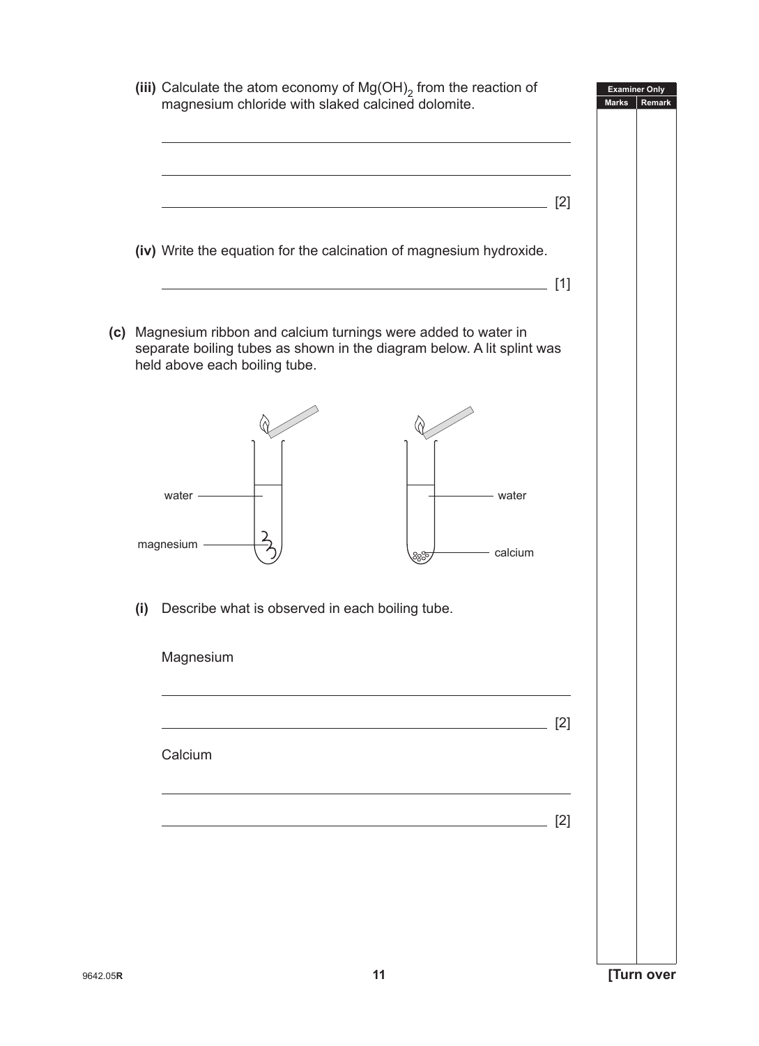**(iii)** Calculate the atom economy of $Mg(OH)_2$ from the reaction of magnesium chloride with slaked calcined dolomite.

______________________________________________________________

______________________________________________________________

______________________________________________________________ [2]

**(iv)** Write the equation for the calcination of magnesium hydroxide.

______________________________________________________________ [1]

**(c)** Magnesium ribbon and calcium turnings were added to water in separate boiling tubes as shown in the diagram below. A lit splint was held above each boiling tube.

water

magnesium

water

calcium

**(i)** Describe what is observed in each boiling tube.

Magnesium

______________________________________________________________

______________________________________________________________ [2]

Calcium

______________________________________________________________

______________________________________________________________ [2]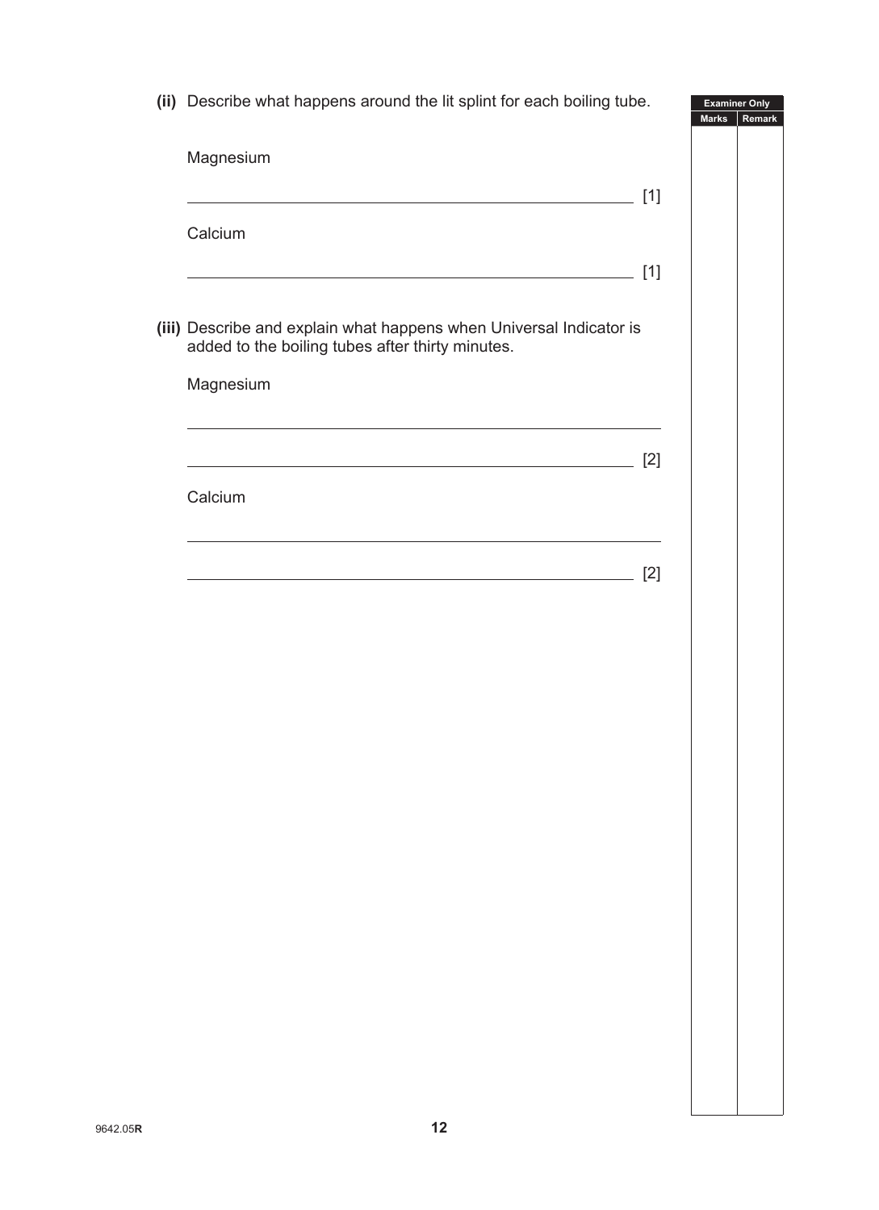**(ii)** Describe what happens around the lit splint for each boiling tube.

Magnesium

_______________________________________________ [1]

Calcium

_______________________________________________ [1]

**(iii)** Describe and explain what happens when Universal Indicator is added to the boiling tubes after thirty minutes.

Magnesium

_______________________________________________

_______________________________________________ [2]

Calcium

_______________________________________________

_______________________________________________ [2]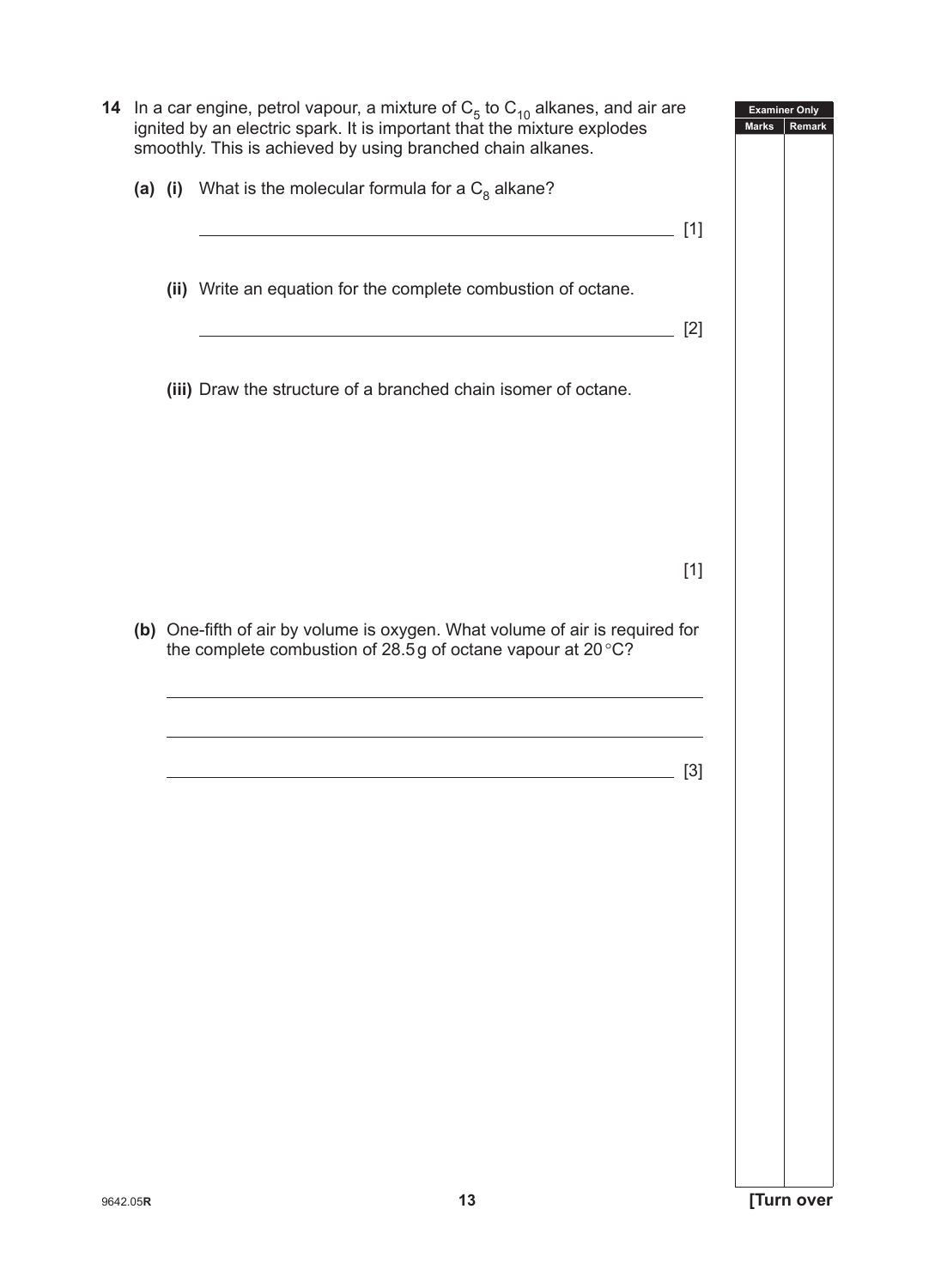**14** In a car engine, petrol vapour, a mixture of $C_5$ to $C_{10}$ alkanes, and air are ignited by an electric spark. It is important that the mixture explodes smoothly. This is achieved by using branched chain alkanes.

**(a) (i)** What is the molecular formula for a $C_8$ alkane?

_______________________________________________ [1]

**(ii)** Write an equation for the complete combustion of octane.

_______________________________________________ [2]

**(iii)** Draw the structure of a branched chain isomer of octane.

[1]

**(b)** One-fifth of air by volume is oxygen. What volume of air is required for the complete combustion of 28.5 g of octane vapour at 20 °C?

_______________________________________________

_______________________________________________

_______________________________________________ [3]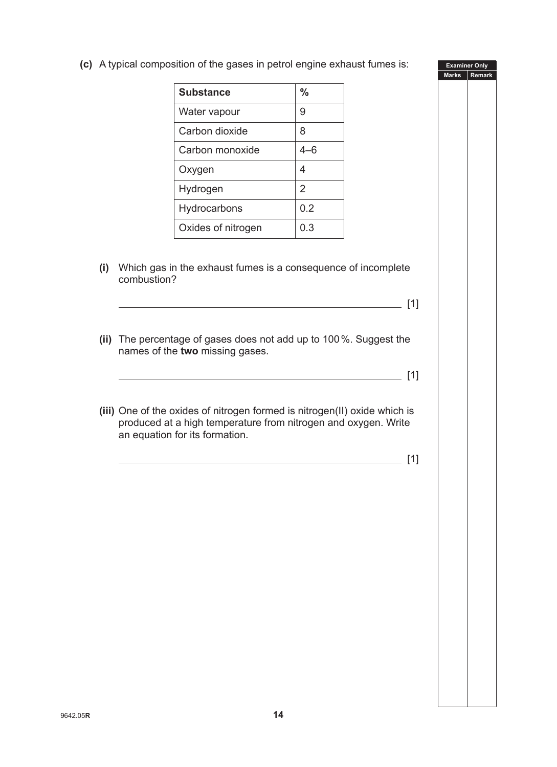**(c)** A typical composition of the gases in petrol engine exhaust fumes is:

| Substance | % |
|---|---|
| Water vapour | 9 |
| Carbon dioxide | 8 |
| Carbon monoxide | 4–6 |
| Oxygen | 4 |
| Hydrogen | 2 |
| Hydrocarbons | 0.2 |
| Oxides of nitrogen | 0.3 |

**(i)** Which gas in the exhaust fumes is a consequence of incomplete combustion?

_______________________________________________ [1]

**(ii)** The percentage of gases does not add up to 100 %. Suggest the names of the **two** missing gases.

_______________________________________________ [1]

**(iii)** One of the oxides of nitrogen formed is nitrogen(II) oxide which is produced at a high temperature from nitrogen and oxygen. Write an equation for its formation.

_______________________________________________ [1]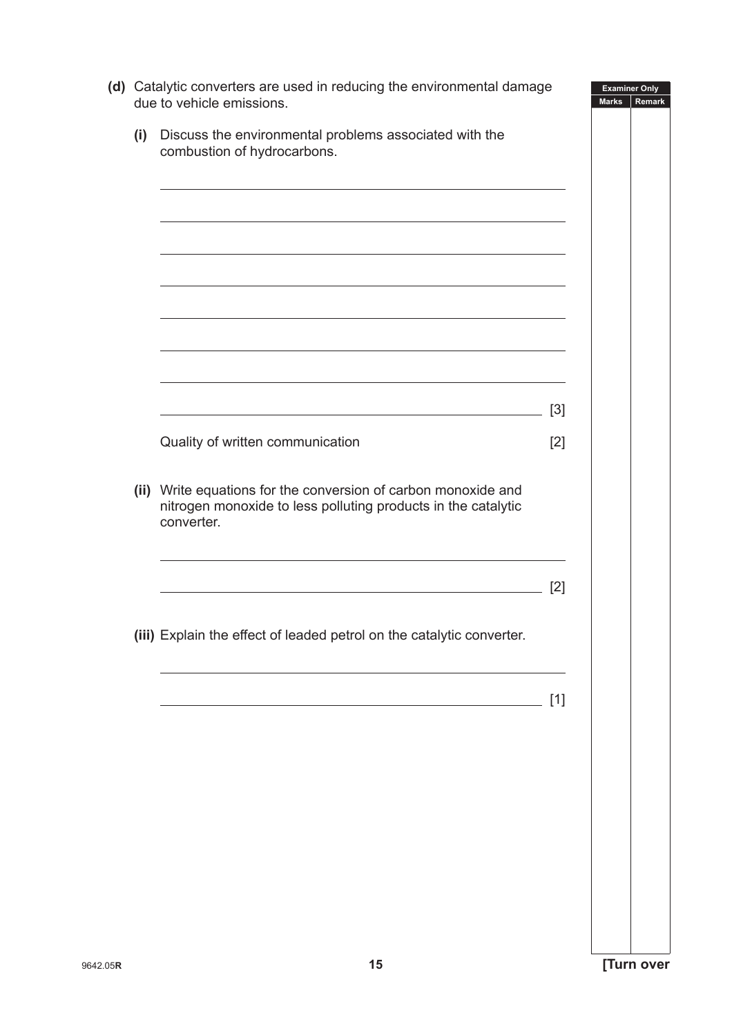**(d)** Catalytic converters are used in reducing the environmental damage due to vehicle emissions.

**(i)** Discuss the environmental problems associated with the combustion of hydrocarbons.

______________________________________________________________

______________________________________________________________

______________________________________________________________

______________________________________________________________

______________________________________________________________

______________________________________________________________

______________________________________________________________

______________________________________________________________ [3]

Quality of written communication [2]

**(ii)** Write equations for the conversion of carbon monoxide and nitrogen monoxide to less polluting products in the catalytic converter.

______________________________________________________________

______________________________________________________________ [2]

**(iii)** Explain the effect of leaded petrol on the catalytic converter.

______________________________________________________________

______________________________________________________________ [1]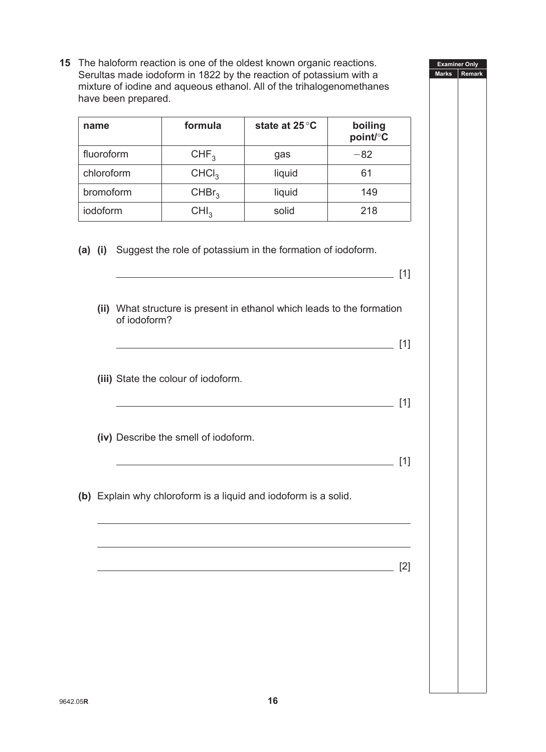15 The haloform reaction is one of the oldest known organic reactions. Serultas made iodoform in 1822 by the reaction of potassium with a mixture of iodine and aqueous ethanol. All of the trihalogenomethanes have been prepared.

| name | formula | state at 25 °C | boiling point/°C |
|---|---|---|---|
| fluoroform | $CHF_3$ | gas | −82 |
| chloroform | $CHCl_3$ | liquid | 61 |
| bromoform | $CHBr_3$ | liquid | 149 |
| iodoform | $CHI_3$ | solid | 218 |

**(a) (i)** Suggest the role of potassium in the formation of iodoform.

_______________________________________________ [1]

**(ii)** What structure is present in ethanol which leads to the formation of iodoform?

_______________________________________________ [1]

**(iii)** State the colour of iodoform.

_______________________________________________ [1]

**(iv)** Describe the smell of iodoform.

_______________________________________________ [1]

**(b)** Explain why chloroform is a liquid and iodoform is a solid.

_______________________________________________

_______________________________________________

_______________________________________________ [2]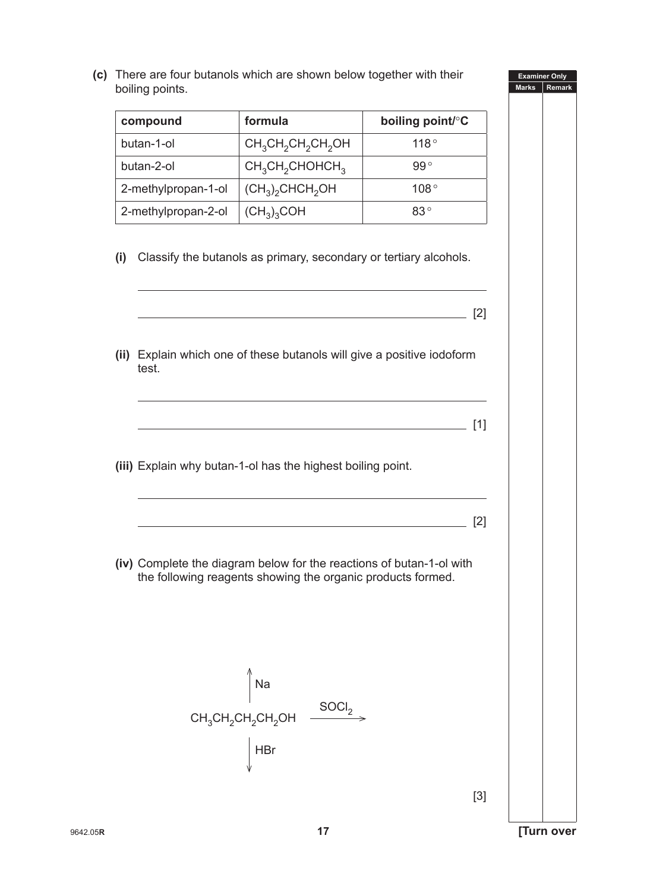**(c)** There are four butanols which are shown below together with their boiling points.

| compound | formula | boiling point/°C |
|---|---|---|
| butan-1-ol | $CH_3CH_2CH_2CH_2OH$ | 118° |
| butan-2-ol | $CH_3CH_2CHOHCH_3$ | 99° |
| 2-methylpropan-1-ol | $(CH_3)_2CHCH_2OH$ | 108° |
| 2-methylpropan-2-ol | $(CH_3)_3COH$ | 83° |

**(i)** Classify the butanols as primary, secondary or tertiary alcohols.

______________________________________________________________________

______________________________________________________________________ [2]

**(ii)** Explain which one of these butanols will give a positive iodoform test.

______________________________________________________________________

______________________________________________________________________ [1]

**(iii)** Explain why butan-1-ol has the highest boiling point.

______________________________________________________________________

______________________________________________________________________ [2]

**(iv)** Complete the diagram below for the reactions of butan-1-ol with the following reagents showing the organic products formed.

$$CH_3CH_2CH_2CH_2OH$$

- ↑ Na
- $\xrightarrow{SOCl_2}$
- ↓ HBr

[3]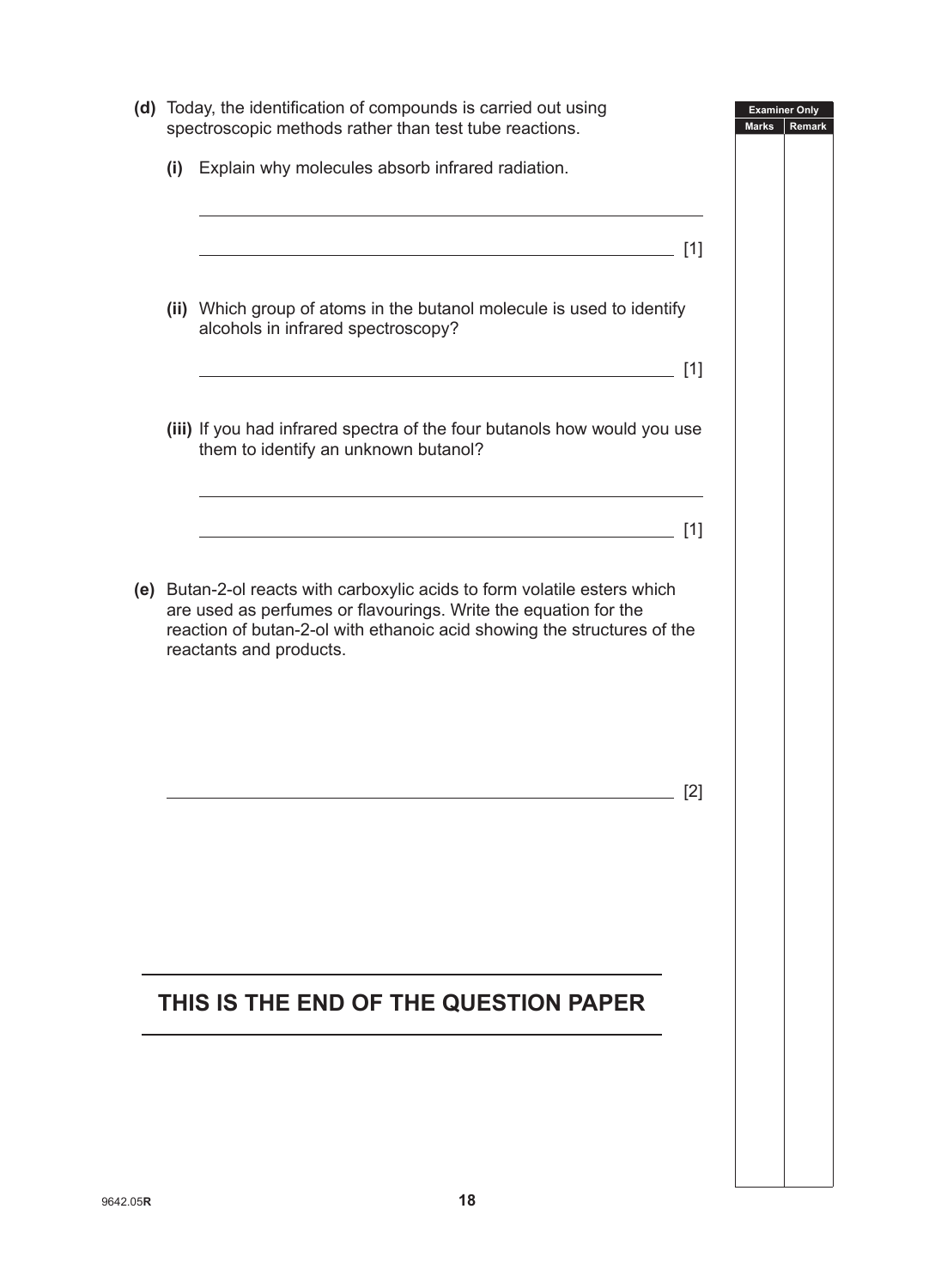**(d)** Today, the identification of compounds is carried out using spectroscopic methods rather than test tube reactions.

**(i)** Explain why molecules absorb infrared radiation.

_______________________________________________

_______________________________________________ [1]

**(ii)** Which group of atoms in the butanol molecule is used to identify alcohols in infrared spectroscopy?

_______________________________________________ [1]

**(iii)** If you had infrared spectra of the four butanols how would you use them to identify an unknown butanol?

_______________________________________________

_______________________________________________ [1]

**(e)** Butan-2-ol reacts with carboxylic acids to form volatile esters which are used as perfumes or flavourings. Write the equation for the reaction of butan-2-ol with ethanoic acid showing the structures of the reactants and products.

_______________________________________________ [2]

## THIS IS THE END OF THE QUESTION PAPER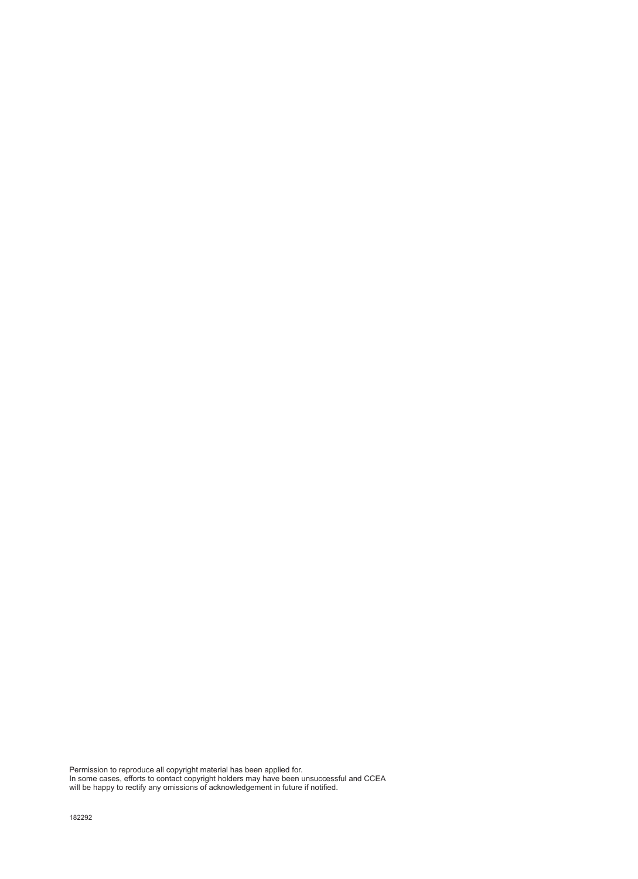Permission to reproduce all copyright material has been applied for.
In some cases, efforts to contact copyright holders may have been unsuccessful and CCEA
will be happy to rectify any omissions of acknowledgement in future if notified.

182292